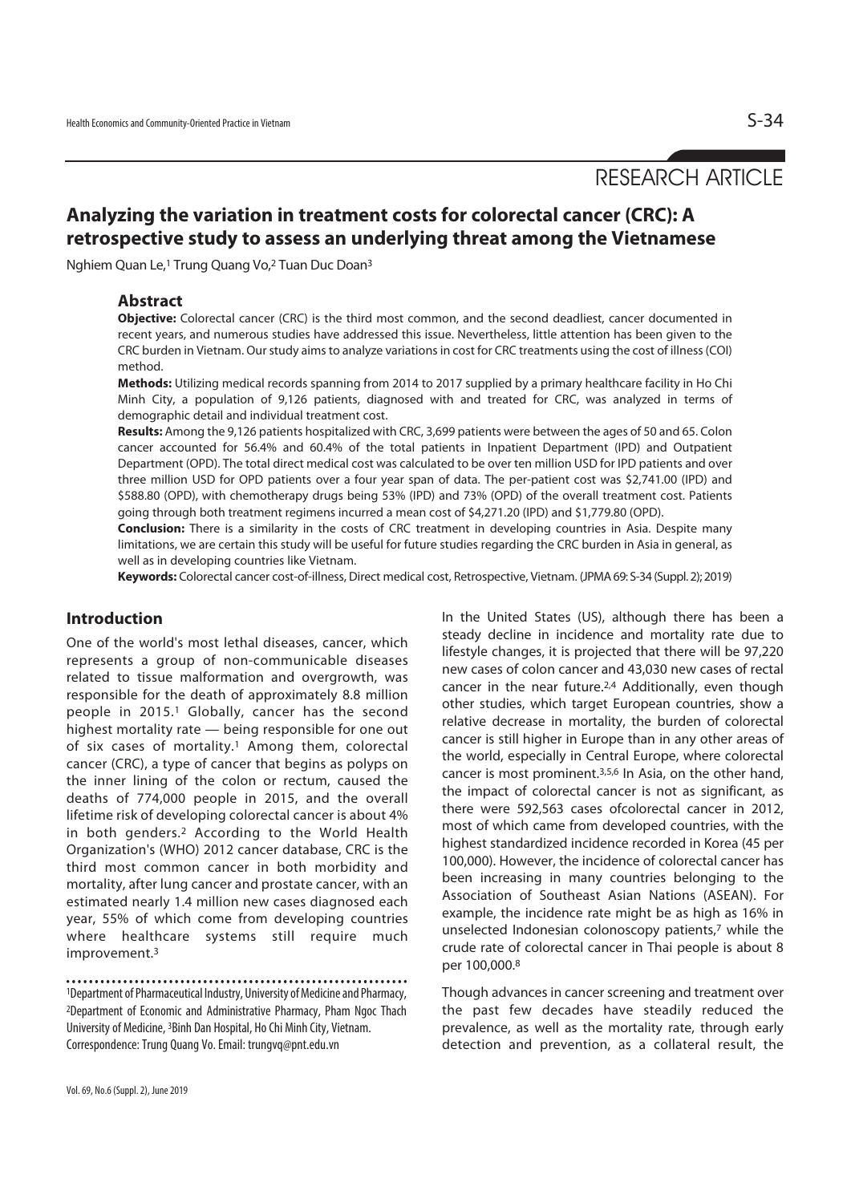RESEARCH ARTICLE

# Analyzing the variation in treatment costs for colorectal cancer (CRC): A retrospective study to assess an underlying threat among the Vietnamese

Nghiem Quan Le,[1] Trung Quang Vo,[2] Tuan Duc Doan[3]

## Abstract

**Objective:** Colorectal cancer (CRC) is the third most common, and the second deadliest, cancer documented in recent years, and numerous studies have addressed this issue. Nevertheless, little attention has been given to the CRC burden in Vietnam. Our study aims to analyze variations in cost for CRC treatments using the cost of illness (COI) method.

**Methods:** Utilizing medical records spanning from 2014 to 2017 supplied by a primary healthcare facility in Ho Chi Minh City, a population of 9,126 patients, diagnosed with and treated for CRC, was analyzed in terms of demographic detail and individual treatment cost.

**Results:** Among the 9,126 patients hospitalized with CRC, 3,699 patients were between the ages of 50 and 65. Colon cancer accounted for 56.4% and 60.4% of the total patients in Inpatient Department (IPD) and Outpatient Department (OPD). The total direct medical cost was calculated to be over ten million USD for IPD patients and over three million USD for OPD patients over a four year span of data. The per-patient cost was $2,741.00 (IPD) and $588.80 (OPD), with chemotherapy drugs being 53% (IPD) and 73% (OPD) of the overall treatment cost. Patients going through both treatment regimens incurred a mean cost of $4,271.20 (IPD) and $1,779.80 (OPD).

**Conclusion:** There is a similarity in the costs of CRC treatment in developing countries in Asia. Despite many limitations, we are certain this study will be useful for future studies regarding the CRC burden in Asia in general, as well as in developing countries like Vietnam.

**Keywords:** Colorectal cancer cost-of-illness, Direct medical cost, Retrospective, Vietnam. (JPMA 69: S-34 (Suppl. 2); 2019)

## Introduction

One of the world's most lethal diseases, cancer, which represents a group of non-communicable diseases related to tissue malformation and overgrowth, was responsible for the death of approximately 8.8 million people in 2015.[1] Globally, cancer has the second highest mortality rate — being responsible for one out of six cases of mortality.[1] Among them, colorectal cancer (CRC), a type of cancer that begins as polyps on the inner lining of the colon or rectum, caused the deaths of 774,000 people in 2015, and the overall lifetime risk of developing colorectal cancer is about 4% in both genders.[2] According to the World Health Organization's (WHO) 2012 cancer database, CRC is the third most common cancer in both morbidity and mortality, after lung cancer and prostate cancer, with an estimated nearly 1.4 million new cases diagnosed each year, 55% of which come from developing countries where healthcare systems still require much improvement.[3]

[1]Department of Pharmaceutical Industry, University of Medicine and Pharmacy, [2]Department of Economic and Administrative Pharmacy, Pham Ngoc Thach University of Medicine, [3]Binh Dan Hospital, Ho Chi Minh City, Vietnam.
Correspondence: Trung Quang Vo. Email: trungvq@pnt.edu.vn

In the United States (US), although there has been a steady decline in incidence and mortality rate due to lifestyle changes, it is projected that there will be 97,220 new cases of colon cancer and 43,030 new cases of rectal cancer in the near future.[2,4] Additionally, even though other studies, which target European countries, show a relative decrease in mortality, the burden of colorectal cancer is still higher in Europe than in any other areas of the world, especially in Central Europe, where colorectal cancer is most prominent.[3,5,6] In Asia, on the other hand, the impact of colorectal cancer is not as significant, as there were 592,563 cases ofcolorectal cancer in 2012, most of which came from developed countries, with the highest standardized incidence recorded in Korea (45 per 100,000). However, the incidence of colorectal cancer has been increasing in many countries belonging to the Association of Southeast Asian Nations (ASEAN). For example, the incidence rate might be as high as 16% in unselected Indonesian colonoscopy patients,[7] while the crude rate of colorectal cancer in Thai people is about 8 per 100,000.[8]

Though advances in cancer screening and treatment over the past few decades have steadily reduced the prevalence, as well as the mortality rate, through early detection and prevention, as a collateral result, the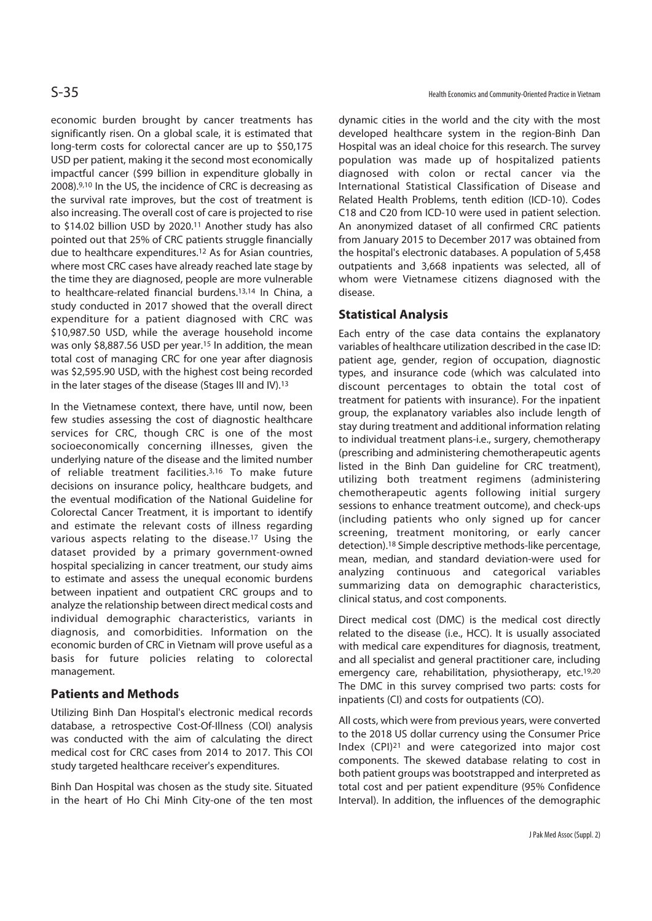economic burden brought by cancer treatments has significantly risen. On a global scale, it is estimated that long-term costs for colorectal cancer are up to $50,175 USD per patient, making it the second most economically impactful cancer ($99 billion in expenditure globally in 2008).[9,10] In the US, the incidence of CRC is decreasing as the survival rate improves, but the cost of treatment is also increasing. The overall cost of care is projected to rise to $14.02 billion USD by 2020.[11] Another study has also pointed out that 25% of CRC patients struggle financially due to healthcare expenditures.[12] As for Asian countries, where most CRC cases have already reached late stage by the time they are diagnosed, people are more vulnerable to healthcare-related financial burdens.[13,14] In China, a study conducted in 2017 showed that the overall direct expenditure for a patient diagnosed with CRC was $10,987.50 USD, while the average household income was only $8,887.56 USD per year.[15] In addition, the mean total cost of managing CRC for one year after diagnosis was $2,595.90 USD, with the highest cost being recorded in the later stages of the disease (Stages III and IV).[13]

In the Vietnamese context, there have, until now, been few studies assessing the cost of diagnostic healthcare services for CRC, though CRC is one of the most socioeconomically concerning illnesses, given the underlying nature of the disease and the limited number of reliable treatment facilities.[3,16] To make future decisions on insurance policy, healthcare budgets, and the eventual modification of the National Guideline for Colorectal Cancer Treatment, it is important to identify and estimate the relevant costs of illness regarding various aspects relating to the disease.[17] Using the dataset provided by a primary government-owned hospital specializing in cancer treatment, our study aims to estimate and assess the unequal economic burdens between inpatient and outpatient CRC groups and to analyze the relationship between direct medical costs and individual demographic characteristics, variants in diagnosis, and comorbidities. Information on the economic burden of CRC in Vietnam will prove useful as a basis for future policies relating to colorectal management.

## Patients and Methods

Utilizing Binh Dan Hospital's electronic medical records database, a retrospective Cost-Of-Illness (COI) analysis was conducted with the aim of calculating the direct medical cost for CRC cases from 2014 to 2017. This COI study targeted healthcare receiver's expenditures.

Binh Dan Hospital was chosen as the study site. Situated in the heart of Ho Chi Minh City-one of the ten most dynamic cities in the world and the city with the most developed healthcare system in the region-Binh Dan Hospital was an ideal choice for this research. The survey population was made up of hospitalized patients diagnosed with colon or rectal cancer via the International Statistical Classification of Disease and Related Health Problems, tenth edition (ICD-10). Codes C18 and C20 from ICD-10 were used in patient selection. An anonymized dataset of all confirmed CRC patients from January 2015 to December 2017 was obtained from the hospital's electronic databases. A population of 5,458 outpatients and 3,668 inpatients was selected, all of whom were Vietnamese citizens diagnosed with the disease.

## Statistical Analysis

Each entry of the case data contains the explanatory variables of healthcare utilization described in the case ID: patient age, gender, region of occupation, diagnostic types, and insurance code (which was calculated into discount percentages to obtain the total cost of treatment for patients with insurance). For the inpatient group, the explanatory variables also include length of stay during treatment and additional information relating to individual treatment plans-i.e., surgery, chemotherapy (prescribing and administering chemotherapeutic agents listed in the Binh Dan guideline for CRC treatment), utilizing both treatment regimens (administering chemotherapeutic agents following initial surgery sessions to enhance treatment outcome), and check-ups (including patients who only signed up for cancer screening, treatment monitoring, or early cancer detection).[18] Simple descriptive methods-like percentage, mean, median, and standard deviation-were used for analyzing continuous and categorical variables summarizing data on demographic characteristics, clinical status, and cost components.

Direct medical cost (DMC) is the medical cost directly related to the disease (i.e., HCC). It is usually associated with medical care expenditures for diagnosis, treatment, and all specialist and general practitioner care, including emergency care, rehabilitation, physiotherapy, etc.[19,20] The DMC in this survey comprised two parts: costs for inpatients (CI) and costs for outpatients (CO).

All costs, which were from previous years, were converted to the 2018 US dollar currency using the Consumer Price Index (CPI)[21] and were categorized into major cost components. The skewed database relating to cost in both patient groups was bootstrapped and interpreted as total cost and per patient expenditure (95% Confidence Interval). In addition, the influences of the demographic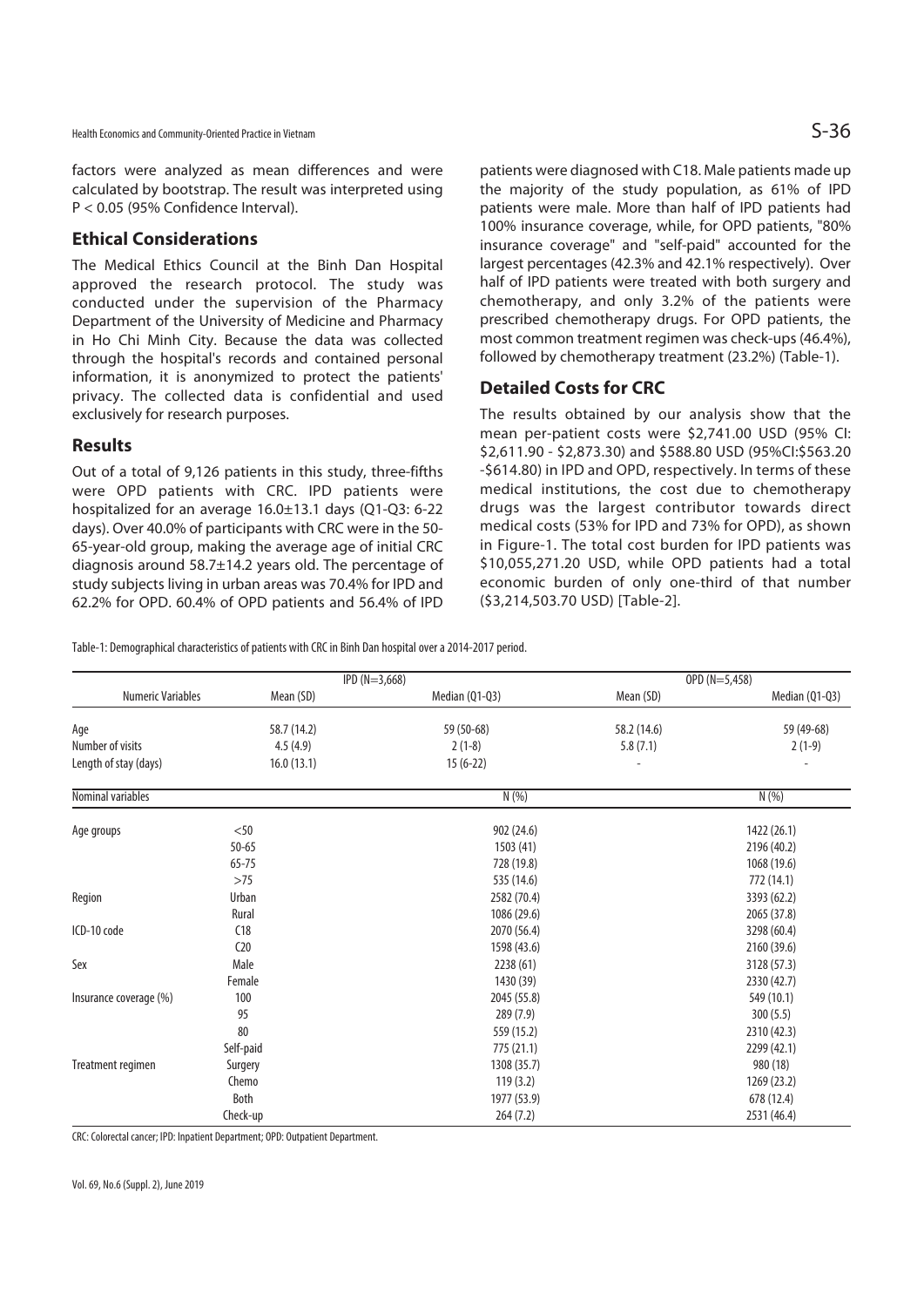factors were analyzed as mean differences and were calculated by bootstrap. The result was interpreted using P < 0.05 (95% Confidence Interval).

## Ethical Considerations

The Medical Ethics Council at the Binh Dan Hospital approved the research protocol. The study was conducted under the supervision of the Pharmacy Department of the University of Medicine and Pharmacy in Ho Chi Minh City. Because the data was collected through the hospital's records and contained personal information, it is anonymized to protect the patients' privacy. The collected data is confidential and used exclusively for research purposes.

## Results

Out of a total of 9,126 patients in this study, three-fifths were OPD patients with CRC. IPD patients were hospitalized for an average 16.0±13.1 days (Q1-Q3: 6-22 days). Over 40.0% of participants with CRC were in the 50-65-year-old group, making the average age of initial CRC diagnosis around 58.7±14.2 years old. The percentage of study subjects living in urban areas was 70.4% for IPD and 62.2% for OPD. 60.4% of OPD patients and 56.4% of IPD patients were diagnosed with C18. Male patients made up the majority of the study population, as 61% of IPD patients were male. More than half of IPD patients had 100% insurance coverage, while, for OPD patients, "80% insurance coverage" and "self-paid" accounted for the largest percentages (42.3% and 42.1% respectively). Over half of IPD patients were treated with both surgery and chemotherapy, and only 3.2% of the patients were prescribed chemotherapy drugs. For OPD patients, the most common treatment regimen was check-ups (46.4%), followed by chemotherapy treatment (23.2%) (Table-1).

## Detailed Costs for CRC

The results obtained by our analysis show that the mean per-patient costs were $2,741.00 USD (95% CI: $2,611.90 - $2,873.30) and $588.80 USD (95%CI:$563.20 -$614.80) in IPD and OPD, respectively. In terms of these medical institutions, the cost due to chemotherapy drugs was the largest contributor towards direct medical costs (53% for IPD and 73% for OPD), as shown in Figure-1. The total cost burden for IPD patients was $10,055,271.20 USD, while OPD patients had a total economic burden of only one-third of that number ($3,214,503.70 USD) [Table-2].

Table-1: Demographical characteristics of patients with CRC in Binh Dan hospital over a 2014-2017 period.

| Numeric Variables | | IPD (N=3,668) Mean (SD) | IPD (N=3,668) Median (Q1-Q3) | OPD (N=5,458) Mean (SD) | OPD (N=5,458) Median (Q1-Q3) |
|---|---|---|---|---|---|
| Age | | 58.7 (14.2) | 59 (50-68) | 58.2 (14.6) | 59 (49-68) |
| Number of visits | | 4.5 (4.9) | 2 (1-8) | 5.8 (7.1) | 2 (1-9) |
| Length of stay (days) | | 16.0 (13.1) | 15 (6-22) | - | - |
| **Nominal variables** | | | **N (%)** | | **N (%)** |
| Age groups | <50 | | 902 (24.6) | | 1422 (26.1) |
| | 50-65 | | 1503 (41) | | 2196 (40.2) |
| | 65-75 | | 728 (19.8) | | 1068 (19.6) |
| | >75 | | 535 (14.6) | | 772 (14.1) |
| Region | Urban | | 2582 (70.4) | | 3393 (62.2) |
| | Rural | | 1086 (29.6) | | 2065 (37.8) |
| ICD-10 code | C18 | | 2070 (56.4) | | 3298 (60.4) |
| | C20 | | 1598 (43.6) | | 2160 (39.6) |
| Sex | Male | | 2238 (61) | | 3128 (57.3) |
| | Female | | 1430 (39) | | 2330 (42.7) |
| Insurance coverage (%) | 100 | | 2045 (55.8) | | 549 (10.1) |
| | 95 | | 289 (7.9) | | 300 (5.5) |
| | 80 | | 559 (15.2) | | 2310 (42.3) |
| | Self-paid | | 775 (21.1) | | 2299 (42.1) |
| Treatment regimen | Surgery | | 1308 (35.7) | | 980 (18) |
| | Chemo | | 119 (3.2) | | 1269 (23.2) |
| | Both | | 1977 (53.9) | | 678 (12.4) |
| | Check-up | | 264 (7.2) | | 2531 (46.4) |

CRC: Colorectal cancer; IPD: Inpatient Department; OPD: Outpatient Department.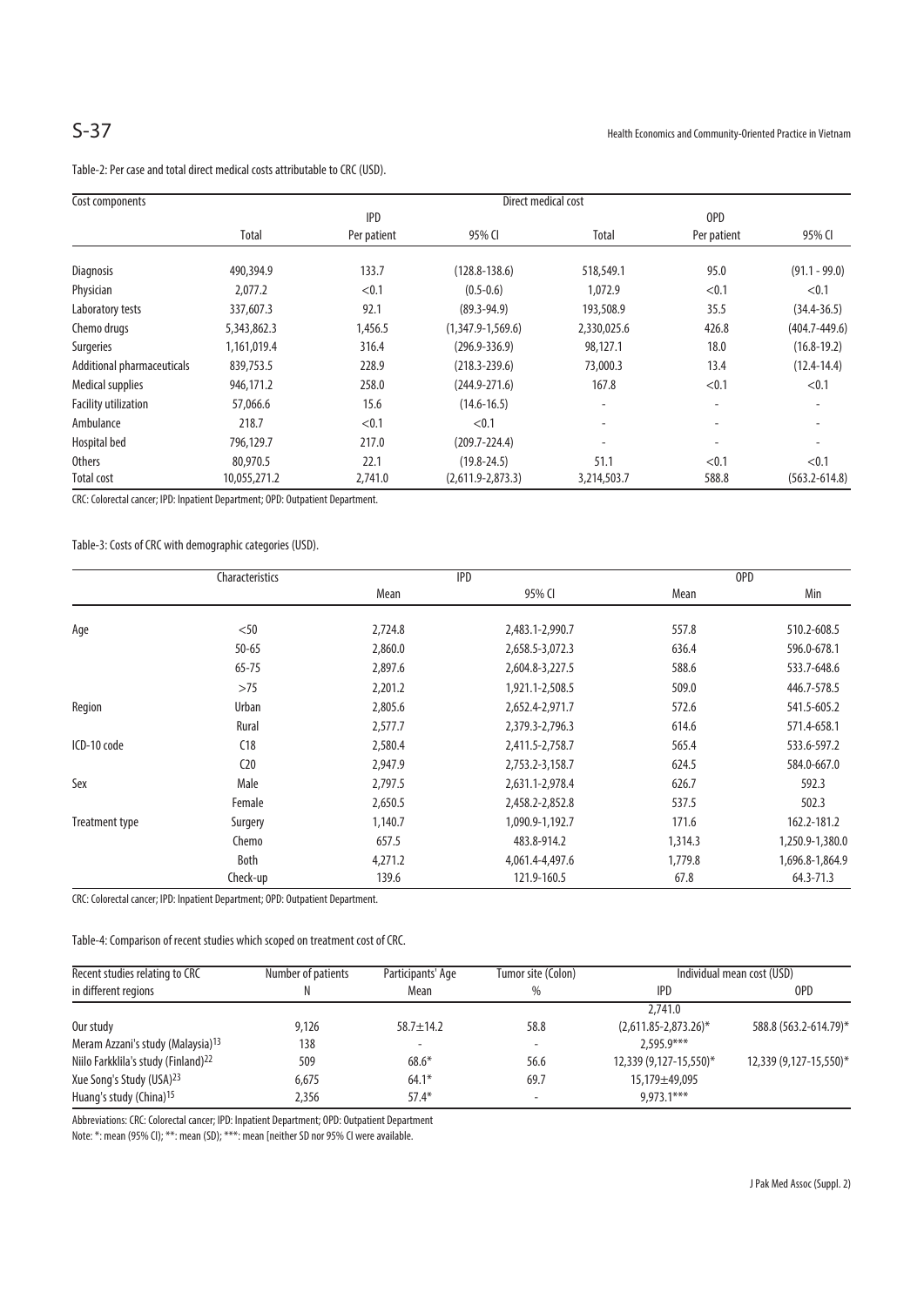Table-2: Per case and total direct medical costs attributable to CRC (USD).

| Cost components | Direct medical cost | | | | | |
|---|---|---|---|---|---|---|
| | IPD | | | OPD | | |
| | Total | Per patient | 95% CI | Total | Per patient | 95% CI |
| Diagnosis | 490,394.9 | 133.7 | (128.8-138.6) | 518,549.1 | 95.0 | (91.1 - 99.0) |
| Physician | 2,077.2 | <0.1 | (0.5-0.6) | 1,072.9 | <0.1 | <0.1 |
| Laboratory tests | 337,607.3 | 92.1 | (89.3-94.9) | 193,508.9 | 35.5 | (34.4-36.5) |
| Chemo drugs | 5,343,862.3 | 1,456.5 | (1,347.9-1,569.6) | 2,330,025.6 | 426.8 | (404.7-449.6) |
| Surgeries | 1,161,019.4 | 316.4 | (296.9-336.9) | 98,127.1 | 18.0 | (16.8-19.2) |
| Additional pharmaceuticals | 839,753.5 | 228.9 | (218.3-239.6) | 73,000.3 | 13.4 | (12.4-14.4) |
| Medical supplies | 946,171.2 | 258.0 | (244.9-271.6) | 167.8 | <0.1 | <0.1 |
| Facility utilization | 57,066.6 | 15.6 | (14.6-16.5) | - | - | - |
| Ambulance | 218.7 | <0.1 | <0.1 | - | - | - |
| Hospital bed | 796,129.7 | 217.0 | (209.7-224.4) | - | - | - |
| Others | 80,970.5 | 22.1 | (19.8-24.5) | 51.1 | <0.1 | <0.1 |
| Total cost | 10,055,271.2 | 2,741.0 | (2,611.9-2,873.3) | 3,214,503.7 | 588.8 | (563.2-614.8) |

CRC: Colorectal cancer; IPD: Inpatient Department; OPD: Outpatient Department.

Table-3: Costs of CRC with demographic categories (USD).

| | Characteristics | IPD | | OPD | |
|---|---|---|---|---|---|
| | | Mean | 95% CI | Mean | Min |
| Age | <50 | 2,724.8 | 2,483.1-2,990.7 | 557.8 | 510.2-608.5 |
| | 50-65 | 2,860.0 | 2,658.5-3,072.3 | 636.4 | 596.0-678.1 |
| | 65-75 | 2,897.6 | 2,604.8-3,227.5 | 588.6 | 533.7-648.6 |
| | >75 | 2,201.2 | 1,921.1-2,508.5 | 509.0 | 446.7-578.5 |
| Region | Urban | 2,805.6 | 2,652.4-2,971.7 | 572.6 | 541.5-605.2 |
| | Rural | 2,577.7 | 2,379.3-2,796.3 | 614.6 | 571.4-658.1 |
| ICD-10 code | C18 | 2,580.4 | 2,411.5-2,758.7 | 565.4 | 533.6-597.2 |
| | C20 | 2,947.9 | 2,753.2-3,158.7 | 624.5 | 584.0-667.0 |
| Sex | Male | 2,797.5 | 2,631.1-2,978.4 | 626.7 | 592.3 |
| | Female | 2,650.5 | 2,458.2-2,852.8 | 537.5 | 502.3 |
| Treatment type | Surgery | 1,140.7 | 1,090.9-1,192.7 | 171.6 | 162.2-181.2 |
| | Chemo | 657.5 | 483.8-914.2 | 1,314.3 | 1,250.9-1,380.0 |
| | Both | 4,271.2 | 4,061.4-4,497.6 | 1,779.8 | 1,696.8-1,864.9 |
| | Check-up | 139.6 | 121.9-160.5 | 67.8 | 64.3-71.3 |

CRC: Colorectal cancer; IPD: Inpatient Department; OPD: Outpatient Department.

Table-4: Comparison of recent studies which scoped on treatment cost of CRC.

| Recent studies relating to CRC in different regions | Number of patients N | Participants' Age Mean | Tumor site (Colon) % | Individual mean cost (USD) | |
|---|---|---|---|---|---|
| | | | | IPD | OPD |
| Our study | 9,126 | 58.7±14.2 | 58.8 | 2,741.0 (2,611.85-2,873.26)* | 588.8 (563.2-614.79)* |
| Meram Azzani's study (Malaysia)[13] | 138 | - | - | 2,595.9*** | |
| Niilo Farkklila's study (Finland)[22] | 509 | 68.6* | 56.6 | 12,339 (9,127-15,550)* | 12,339 (9,127-15,550)* |
| Xue Song's Study (USA)[23] | 6,675 | 64.1* | 69.7 | 15,179±49,095 | |
| Huang's study (China)[15] | 2,356 | 57.4* | - | 9,973.1*** | |

Abbreviations: CRC: Colorectal cancer; IPD: Inpatient Department; OPD: Outpatient Department

Note: *: mean (95% CI); **: mean (SD); ***: mean [neither SD nor 95% CI were available.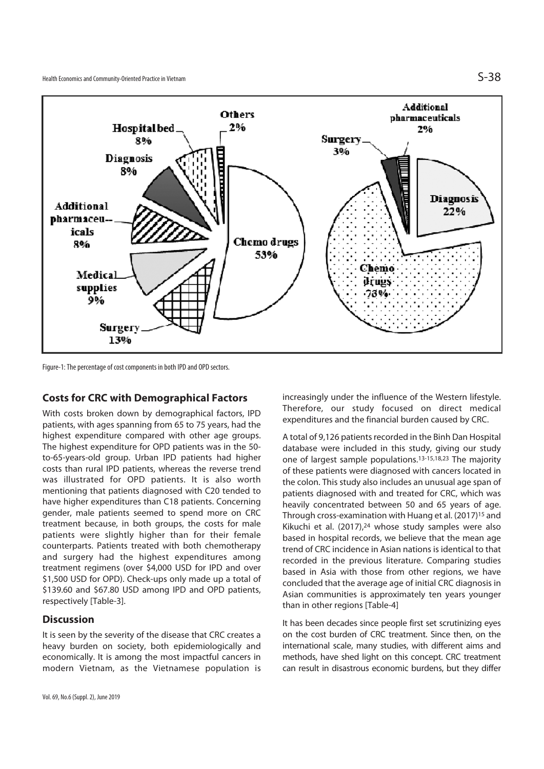Figure-1: The percentage of cost components in both IPD and OPD sectors.

## Costs for CRC with Demographical Factors

With costs broken down by demographical factors, IPD patients, with ages spanning from 65 to 75 years, had the highest expenditure compared with other age groups. The highest expenditure for OPD patients was in the 50-to-65-years-old group. Urban IPD patients had higher costs than rural IPD patients, whereas the reverse trend was illustrated for OPD patients. It is also worth mentioning that patients diagnosed with C20 tended to have higher expenditures than C18 patients. Concerning gender, male patients seemed to spend more on CRC treatment because, in both groups, the costs for male patients were slightly higher than for their female counterparts. Patients treated with both chemotherapy and surgery had the highest expenditures among treatment regimens (over $4,000 USD for IPD and over $1,500 USD for OPD). Check-ups only made up a total of $139.60 and $67.80 USD among IPD and OPD patients, respectively [Table-3].

## Discussion

It is seen by the severity of the disease that CRC creates a heavy burden on society, both epidemiologically and economically. It is among the most impactful cancers in modern Vietnam, as the Vietnamese population is increasingly under the influence of the Western lifestyle. Therefore, our study focused on direct medical expenditures and the financial burden caused by CRC.

A total of 9,126 patients recorded in the Binh Dan Hospital database were included in this study, giving our study one of largest sample populations.[13-15,18,23] The majority of these patients were diagnosed with cancers located in the colon. This study also includes an unusual age span of patients diagnosed with and treated for CRC, which was heavily concentrated between 50 and 65 years of age. Through cross-examination with Huang et al. (2017)[15] and Kikuchi et al. (2017),[24] whose study samples were also based in hospital records, we believe that the mean age trend of CRC incidence in Asian nations is identical to that recorded in the previous literature. Comparing studies based in Asia with those from other regions, we have concluded that the average age of initial CRC diagnosis in Asian communities is approximately ten years younger than in other regions [Table-4]

It has been decades since people first set scrutinizing eyes on the cost burden of CRC treatment. Since then, on the international scale, many studies, with different aims and methods, have shed light on this concept. CRC treatment can result in disastrous economic burdens, but they differ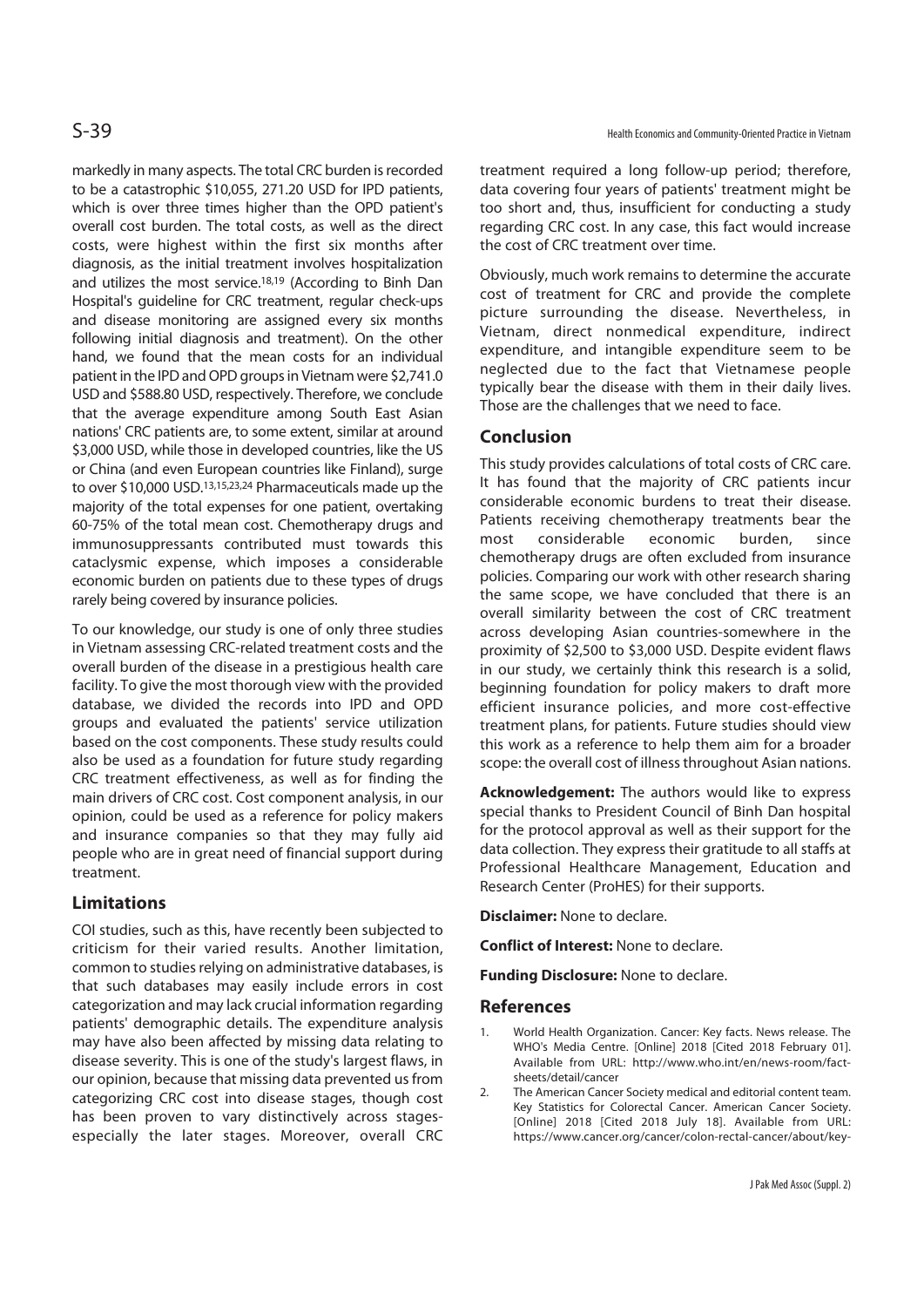markedly in many aspects. The total CRC burden is recorded to be a catastrophic $10,055, 271.20 USD for IPD patients, which is over three times higher than the OPD patient's overall cost burden. The total costs, as well as the direct costs, were highest within the first six months after diagnosis, as the initial treatment involves hospitalization and utilizes the most service.[18,19] (According to Binh Dan Hospital's guideline for CRC treatment, regular check-ups and disease monitoring are assigned every six months following initial diagnosis and treatment). On the other hand, we found that the mean costs for an individual patient in the IPD and OPD groups in Vietnam were $2,741.0 USD and $588.80 USD, respectively. Therefore, we conclude that the average expenditure among South East Asian nations' CRC patients are, to some extent, similar at around $3,000 USD, while those in developed countries, like the US or China (and even European countries like Finland), surge to over $10,000 USD.[13,15,23,24] Pharmaceuticals made up the majority of the total expenses for one patient, overtaking 60-75% of the total mean cost. Chemotherapy drugs and immunosuppressants contributed must towards this cataclysmic expense, which imposes a considerable economic burden on patients due to these types of drugs rarely being covered by insurance policies.

To our knowledge, our study is one of only three studies in Vietnam assessing CRC-related treatment costs and the overall burden of the disease in a prestigious health care facility. To give the most thorough view with the provided database, we divided the records into IPD and OPD groups and evaluated the patients' service utilization based on the cost components. These study results could also be used as a foundation for future study regarding CRC treatment effectiveness, as well as for finding the main drivers of CRC cost. Cost component analysis, in our opinion, could be used as a reference for policy makers and insurance companies so that they may fully aid people who are in great need of financial support during treatment.

## Limitations

COI studies, such as this, have recently been subjected to criticism for their varied results. Another limitation, common to studies relying on administrative databases, is that such databases may easily include errors in cost categorization and may lack crucial information regarding patients' demographic details. The expenditure analysis may have also been affected by missing data relating to disease severity. This is one of the study's largest flaws, in our opinion, because that missing data prevented us from categorizing CRC cost into disease stages, though cost has been proven to vary distinctively across stages-especially the later stages. Moreover, overall CRC treatment required a long follow-up period; therefore, data covering four years of patients' treatment might be too short and, thus, insufficient for conducting a study regarding CRC cost. In any case, this fact would increase the cost of CRC treatment over time.

Obviously, much work remains to determine the accurate cost of treatment for CRC and provide the complete picture surrounding the disease. Nevertheless, in Vietnam, direct nonmedical expenditure, indirect expenditure, and intangible expenditure seem to be neglected due to the fact that Vietnamese people typically bear the disease with them in their daily lives. Those are the challenges that we need to face.

## Conclusion

This study provides calculations of total costs of CRC care. It has found that the majority of CRC patients incur considerable economic burdens to treat their disease. Patients receiving chemotherapy treatments bear the most considerable economic burden, since chemotherapy drugs are often excluded from insurance policies. Comparing our work with other research sharing the same scope, we have concluded that there is an overall similarity between the cost of CRC treatment across developing Asian countries-somewhere in the proximity of $2,500 to $3,000 USD. Despite evident flaws in our study, we certainly think this research is a solid, beginning foundation for policy makers to draft more efficient insurance policies, and more cost-effective treatment plans, for patients. Future studies should view this work as a reference to help them aim for a broader scope: the overall cost of illness throughout Asian nations.

**Acknowledgement:** The authors would like to express special thanks to President Council of Binh Dan hospital for the protocol approval as well as their support for the data collection. They express their gratitude to all staffs at Professional Healthcare Management, Education and Research Center (ProHES) for their supports.

**Disclaimer:** None to declare.

**Conflict of Interest:** None to declare.

**Funding Disclosure:** None to declare.

## References

1. World Health Organization. Cancer: Key facts. News release. The WHO's Media Centre. [Online] 2018 [Cited 2018 February 01]. Available from URL: http://www.who.int/en/news-room/fact-sheets/detail/cancer
2. The American Cancer Society medical and editorial content team. Key Statistics for Colorectal Cancer. American Cancer Society. [Online] 2018 [Cited 2018 July 18]. Available from URL: https://www.cancer.org/cancer/colon-rectal-cancer/about/key-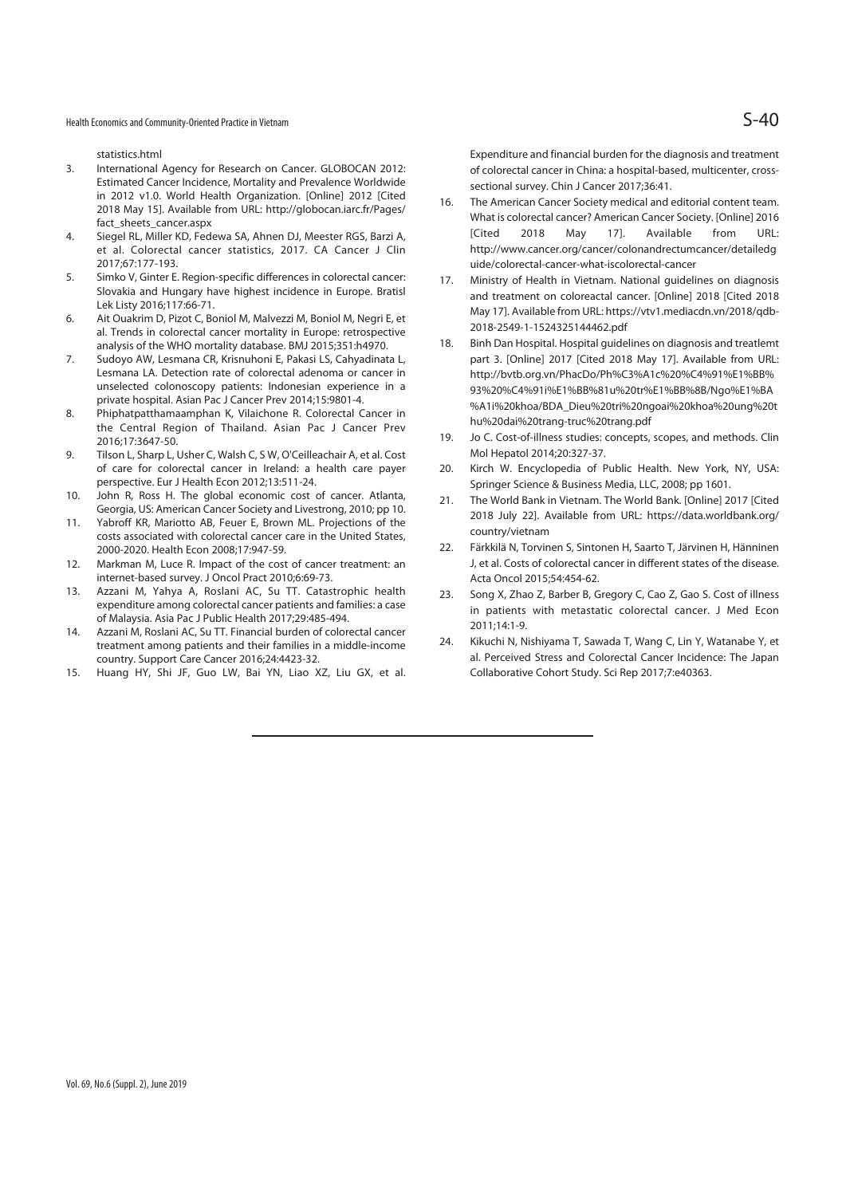statistics.html

3. International Agency for Research on Cancer. GLOBOCAN 2012: Estimated Cancer Incidence, Mortality and Prevalence Worldwide in 2012 v1.0. World Health Organization. [Online] 2012 [Cited 2018 May 15]. Available from URL: http://globocan.iarc.fr/Pages/fact_sheets_cancer.aspx
4. Siegel RL, Miller KD, Fedewa SA, Ahnen DJ, Meester RGS, Barzi A, et al. Colorectal cancer statistics, 2017. CA Cancer J Clin 2017;67:177-193.
5. Simko V, Ginter E. Region-specific differences in colorectal cancer: Slovakia and Hungary have highest incidence in Europe. Bratisl Lek Listy 2016;117:66-71.
6. Ait Ouakrim D, Pizot C, Boniol M, Malvezzi M, Boniol M, Negri E, et al. Trends in colorectal cancer mortality in Europe: retrospective analysis of the WHO mortality database. BMJ 2015;351:h4970.
7. Sudoyo AW, Lesmana CR, Krisnuhoni E, Pakasi LS, Cahyadinata L, Lesmana LA. Detection rate of colorectal adenoma or cancer in unselected colonoscopy patients: Indonesian experience in a private hospital. Asian Pac J Cancer Prev 2014;15:9801-4.
8. Phiphatpatthamaamphan K, Vilaichone R. Colorectal Cancer in the Central Region of Thailand. Asian Pac J Cancer Prev 2016;17:3647-50.
9. Tilson L, Sharp L, Usher C, Walsh C, S W, O'Ceilleachair A, et al. Cost of care for colorectal cancer in Ireland: a health care payer perspective. Eur J Health Econ 2012;13:511-24.
10. John R, Ross H. The global economic cost of cancer. Atlanta, Georgia, US: American Cancer Society and Livestrong, 2010; pp 10.
11. Yabroff KR, Mariotto AB, Feuer E, Brown ML. Projections of the costs associated with colorectal cancer care in the United States, 2000-2020. Health Econ 2008;17:947-59.
12. Markman M, Luce R. Impact of the cost of cancer treatment: an internet-based survey. J Oncol Pract 2010;6:69-73.
13. Azzani M, Yahya A, Roslani AC, Su TT. Catastrophic health expenditure among colorectal cancer patients and families: a case of Malaysia. Asia Pac J Public Health 2017;29:485-494.
14. Azzani M, Roslani AC, Su TT. Financial burden of colorectal cancer treatment among patients and their families in a middle-income country. Support Care Cancer 2016;24:4423-32.
15. Huang HY, Shi JF, Guo LW, Bai YN, Liao XZ, Liu GX, et al. Expenditure and financial burden for the diagnosis and treatment of colorectal cancer in China: a hospital-based, multicenter, cross-sectional survey. Chin J Cancer 2017;36:41.
16. The American Cancer Society medical and editorial content team. What is colorectal cancer? American Cancer Society. [Online] 2016 [Cited 2018 May 17]. Available from URL: http://www.cancer.org/cancer/colonandrectumcancer/detailedguide/colorectal-cancer-what-iscolorectal-cancer
17. Ministry of Health in Vietnam. National guidelines on diagnosis and treatment on coloreactal cancer. [Online] 2018 [Cited 2018 May 17]. Available from URL: https://vtv1.mediacdn.vn/2018/qdb-2018-2549-1-1524325144462.pdf
18. Binh Dan Hospital. Hospital guidelines on diagnosis and treatlemt part 3. [Online] 2017 [Cited 2018 May 17]. Available from URL: http://bvtb.org.vn/PhacDo/Ph%C3%A1c%20%C4%91%E1%BB%93%20%C4%91i%E1%BB%81u%20tr%E1%BB%8B/Ngo%E1%BA%A1i%20khoa/BDA_Dieu%20tri%20ngoai%20khoa%20ung%20thu%20dai%20trang-truc%20trang.pdf
19. Jo C. Cost-of-illness studies: concepts, scopes, and methods. Clin Mol Hepatol 2014;20:327-37.
20. Kirch W. Encyclopedia of Public Health. New York, NY, USA: Springer Science & Business Media, LLC, 2008; pp 1601.
21. The World Bank in Vietnam. The World Bank. [Online] 2017 [Cited 2018 July 22]. Available from URL: https://data.worldbank.org/country/vietnam
22. Färkkilä N, Torvinen S, Sintonen H, Saarto T, Järvinen H, Hänninen J, et al. Costs of colorectal cancer in different states of the disease. Acta Oncol 2015;54:454-62.
23. Song X, Zhao Z, Barber B, Gregory C, Cao Z, Gao S. Cost of illness in patients with metastatic colorectal cancer. J Med Econ 2011;14:1-9.
24. Kikuchi N, Nishiyama T, Sawada T, Wang C, Lin Y, Watanabe Y, et al. Perceived Stress and Colorectal Cancer Incidence: The Japan Collaborative Cohort Study. Sci Rep 2017;7:e40363.